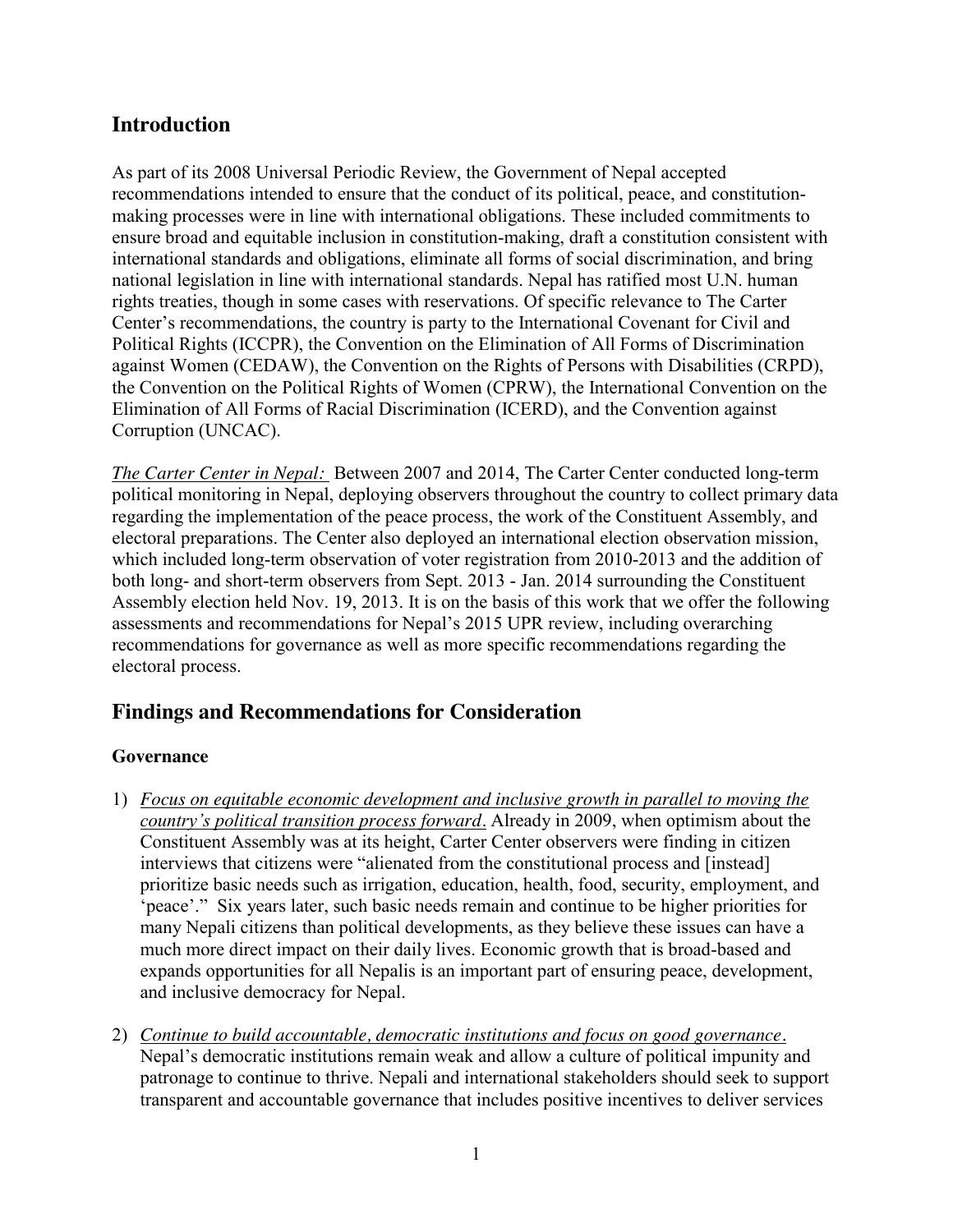## Introduction

As part of its 2008 Universal Periodic Review, the Government of Nepal accepted recommendations intended to ensure that the conduct of its political, peace, and constitution-making processes were in line with international obligations. These included commitments to ensure broad and equitable inclusion in constitution-making, draft a constitution consistent with international standards and obligations, eliminate all forms of social discrimination, and bring national legislation in line with international standards. Nepal has ratified most U.N. human rights treaties, though in some cases with reservations. Of specific relevance to The Carter Center's recommendations, the country is party to the International Covenant for Civil and Political Rights (ICCPR), the Convention on the Elimination of All Forms of Discrimination against Women (CEDAW), the Convention on the Rights of Persons with Disabilities (CRPD), the Convention on the Political Rights of Women (CPRW), the International Convention on the Elimination of All Forms of Racial Discrimination (ICERD), and the Convention against Corruption (UNCAC).

*The Carter Center in Nepal:* Between 2007 and 2014, The Carter Center conducted long-term political monitoring in Nepal, deploying observers throughout the country to collect primary data regarding the implementation of the peace process, the work of the Constituent Assembly, and electoral preparations. The Center also deployed an international election observation mission, which included long-term observation of voter registration from 2010-2013 and the addition of both long- and short-term observers from Sept. 2013 - Jan. 2014 surrounding the Constituent Assembly election held Nov. 19, 2013. It is on the basis of this work that we offer the following assessments and recommendations for Nepal's 2015 UPR review, including overarching recommendations for governance as well as more specific recommendations regarding the electoral process.

## Findings and Recommendations for Consideration

### Governance

1) *Focus on equitable economic development and inclusive growth in parallel to moving the country's political transition process forward*. Already in 2009, when optimism about the Constituent Assembly was at its height, Carter Center observers were finding in citizen interviews that citizens were "alienated from the constitutional process and [instead] prioritize basic needs such as irrigation, education, health, food, security, employment, and 'peace'." Six years later, such basic needs remain and continue to be higher priorities for many Nepali citizens than political developments, as they believe these issues can have a much more direct impact on their daily lives. Economic growth that is broad-based and expands opportunities for all Nepalis is an important part of ensuring peace, development, and inclusive democracy for Nepal.

2) *Continue to build accountable, democratic institutions and focus on good governance*. Nepal's democratic institutions remain weak and allow a culture of political impunity and patronage to continue to thrive. Nepali and international stakeholders should seek to support transparent and accountable governance that includes positive incentives to deliver services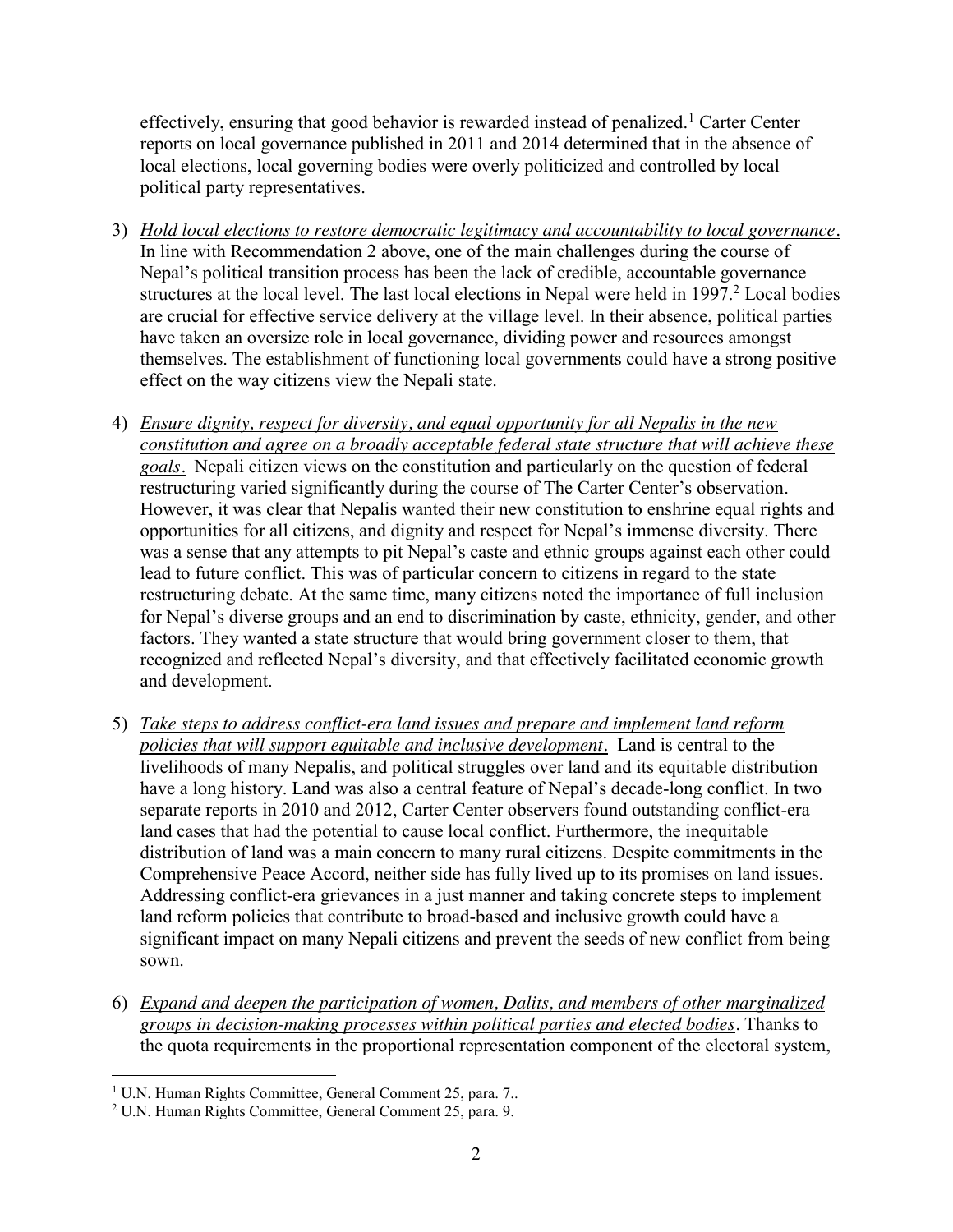effectively, ensuring that good behavior is rewarded instead of penalized.[1] Carter Center reports on local governance published in 2011 and 2014 determined that in the absence of local elections, local governing bodies were overly politicized and controlled by local political party representatives.

3) *Hold local elections to restore democratic legitimacy and accountability to local governance*. In line with Recommendation 2 above, one of the main challenges during the course of Nepal's political transition process has been the lack of credible, accountable governance structures at the local level. The last local elections in Nepal were held in 1997.[2] Local bodies are crucial for effective service delivery at the village level. In their absence, political parties have taken an oversize role in local governance, dividing power and resources amongst themselves. The establishment of functioning local governments could have a strong positive effect on the way citizens view the Nepali state.

4) *Ensure dignity, respect for diversity, and equal opportunity for all Nepalis in the new constitution and agree on a broadly acceptable federal state structure that will achieve these goals*. Nepali citizen views on the constitution and particularly on the question of federal restructuring varied significantly during the course of The Carter Center's observation. However, it was clear that Nepalis wanted their new constitution to enshrine equal rights and opportunities for all citizens, and dignity and respect for Nepal's immense diversity. There was a sense that any attempts to pit Nepal's caste and ethnic groups against each other could lead to future conflict. This was of particular concern to citizens in regard to the state restructuring debate. At the same time, many citizens noted the importance of full inclusion for Nepal's diverse groups and an end to discrimination by caste, ethnicity, gender, and other factors. They wanted a state structure that would bring government closer to them, that recognized and reflected Nepal's diversity, and that effectively facilitated economic growth and development.

5) *Take steps to address conflict-era land issues and prepare and implement land reform policies that will support equitable and inclusive development*. Land is central to the livelihoods of many Nepalis, and political struggles over land and its equitable distribution have a long history. Land was also a central feature of Nepal's decade-long conflict. In two separate reports in 2010 and 2012, Carter Center observers found outstanding conflict-era land cases that had the potential to cause local conflict. Furthermore, the inequitable distribution of land was a main concern to many rural citizens. Despite commitments in the Comprehensive Peace Accord, neither side has fully lived up to its promises on land issues. Addressing conflict-era grievances in a just manner and taking concrete steps to implement land reform policies that contribute to broad-based and inclusive growth could have a significant impact on many Nepali citizens and prevent the seeds of new conflict from being sown.

6) *Expand and deepen the participation of women, Dalits, and members of other marginalized groups in decision-making processes within political parties and elected bodies*. Thanks to the quota requirements in the proportional representation component of the electoral system,

[1] U.N. Human Rights Committee, General Comment 25, para. 7..

[2] U.N. Human Rights Committee, General Comment 25, para. 9.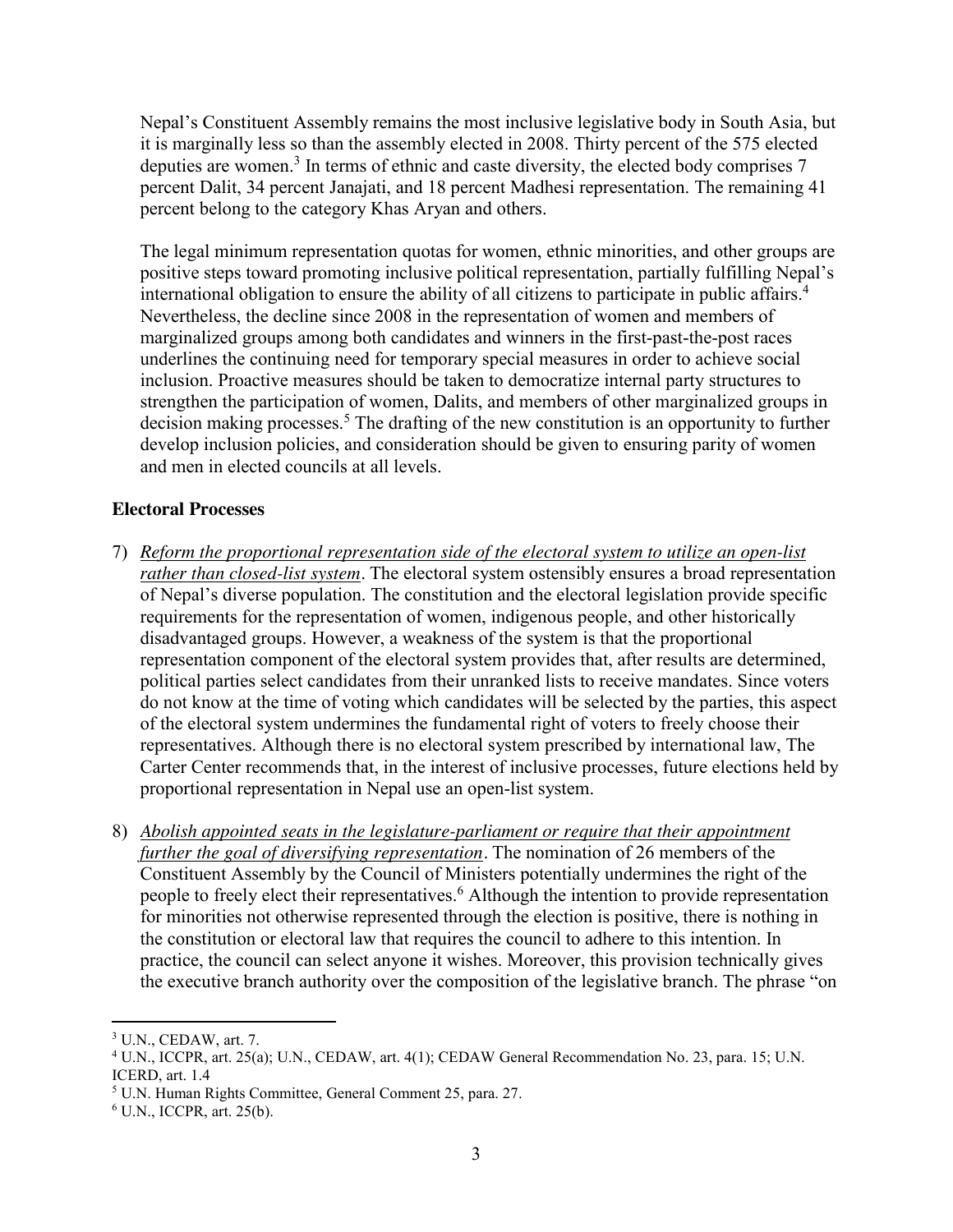Nepal's Constituent Assembly remains the most inclusive legislative body in South Asia, but it is marginally less so than the assembly elected in 2008. Thirty percent of the 575 elected deputies are women.[3] In terms of ethnic and caste diversity, the elected body comprises 7 percent Dalit, 34 percent Janajati, and 18 percent Madhesi representation. The remaining 41 percent belong to the category Khas Aryan and others.

The legal minimum representation quotas for women, ethnic minorities, and other groups are positive steps toward promoting inclusive political representation, partially fulfilling Nepal's international obligation to ensure the ability of all citizens to participate in public affairs.[4] Nevertheless, the decline since 2008 in the representation of women and members of marginalized groups among both candidates and winners in the first-past-the-post races underlines the continuing need for temporary special measures in order to achieve social inclusion. Proactive measures should be taken to democratize internal party structures to strengthen the participation of women, Dalits, and members of other marginalized groups in decision making processes.[5] The drafting of the new constitution is an opportunity to further develop inclusion policies, and consideration should be given to ensuring parity of women and men in elected councils at all levels.

### Electoral Processes

7) *Reform the proportional representation side of the electoral system to utilize an open-list rather than closed-list system*. The electoral system ostensibly ensures a broad representation of Nepal's diverse population. The constitution and the electoral legislation provide specific requirements for the representation of women, indigenous people, and other historically disadvantaged groups. However, a weakness of the system is that the proportional representation component of the electoral system provides that, after results are determined, political parties select candidates from their unranked lists to receive mandates. Since voters do not know at the time of voting which candidates will be selected by the parties, this aspect of the electoral system undermines the fundamental right of voters to freely choose their representatives. Although there is no electoral system prescribed by international law, The Carter Center recommends that, in the interest of inclusive processes, future elections held by proportional representation in Nepal use an open-list system.

8) *Abolish appointed seats in the legislature-parliament or require that their appointment further the goal of diversifying representation*. The nomination of 26 members of the Constituent Assembly by the Council of Ministers potentially undermines the right of the people to freely elect their representatives.[6] Although the intention to provide representation for minorities not otherwise represented through the election is positive, there is nothing in the constitution or electoral law that requires the council to adhere to this intention. In practice, the council can select anyone it wishes. Moreover, this provision technically gives the executive branch authority over the composition of the legislative branch. The phrase "on

---

[3] U.N., CEDAW, art. 7.

[4] U.N., ICCPR, art. 25(a); U.N., CEDAW, art. 4(1); CEDAW General Recommendation No. 23, para. 15; U.N. ICERD, art. 1.4

[5] U.N. Human Rights Committee, General Comment 25, para. 27.

[6] U.N., ICCPR, art. 25(b).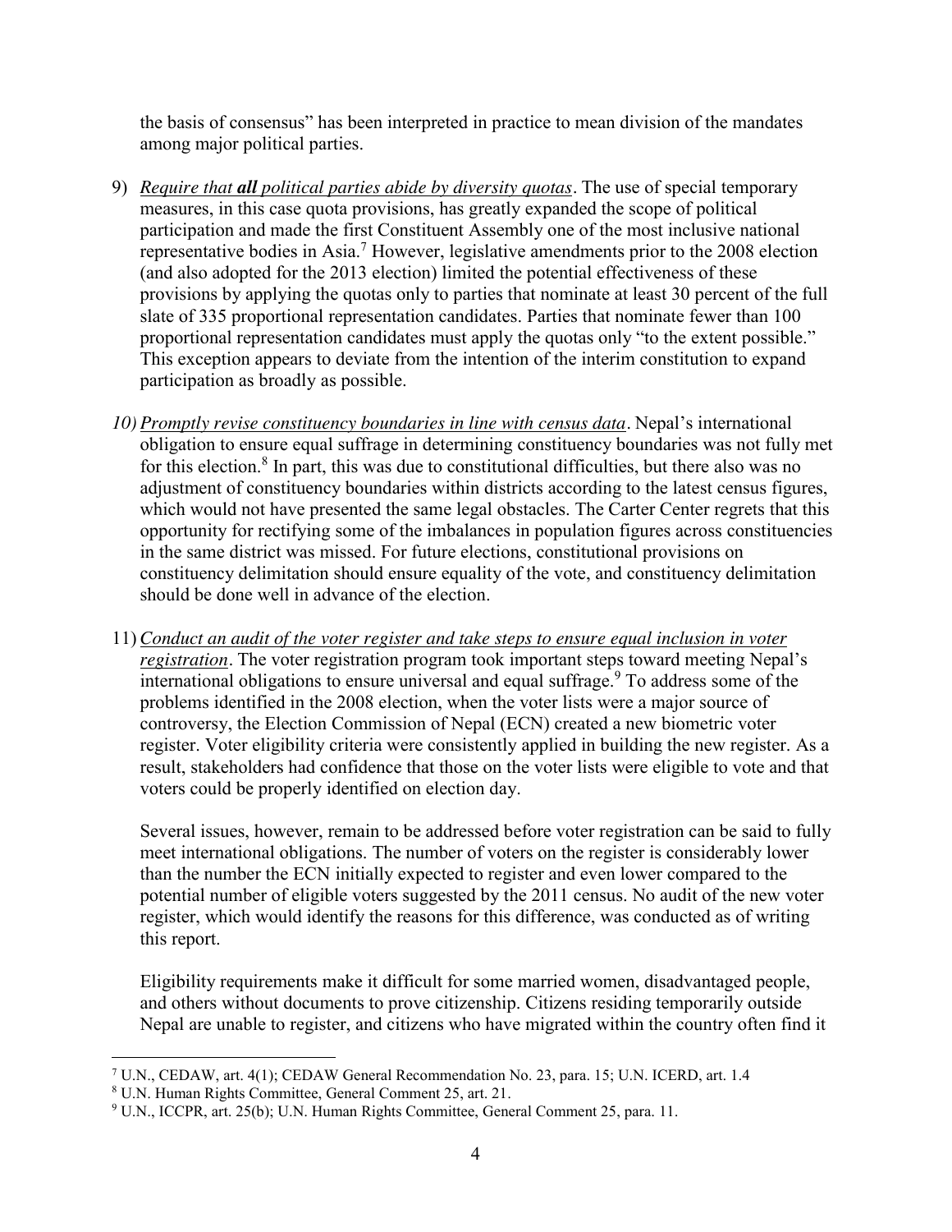the basis of consensus" has been interpreted in practice to mean division of the mandates among major political parties.

9) *<u>Require that **all** political parties abide by diversity quotas</u>*. The use of special temporary measures, in this case quota provisions, has greatly expanded the scope of political participation and made the first Constituent Assembly one of the most inclusive national representative bodies in Asia.[7] However, legislative amendments prior to the 2008 election (and also adopted for the 2013 election) limited the potential effectiveness of these provisions by applying the quotas only to parties that nominate at least 30 percent of the full slate of 335 proportional representation candidates. Parties that nominate fewer than 100 proportional representation candidates must apply the quotas only "to the extent possible." This exception appears to deviate from the intention of the interim constitution to expand participation as broadly as possible.

10) *<u>Promptly revise constituency boundaries in line with census data</u>*. Nepal's international obligation to ensure equal suffrage in determining constituency boundaries was not fully met for this election.[8] In part, this was due to constitutional difficulties, but there also was no adjustment of constituency boundaries within districts according to the latest census figures, which would not have presented the same legal obstacles. The Carter Center regrets that this opportunity for rectifying some of the imbalances in population figures across constituencies in the same district was missed. For future elections, constitutional provisions on constituency delimitation should ensure equality of the vote, and constituency delimitation should be done well in advance of the election.

11) *<u>Conduct an audit of the voter register and take steps to ensure equal inclusion in voter registration</u>*. The voter registration program took important steps toward meeting Nepal's international obligations to ensure universal and equal suffrage.[9] To address some of the problems identified in the 2008 election, when the voter lists were a major source of controversy, the Election Commission of Nepal (ECN) created a new biometric voter register. Voter eligibility criteria were consistently applied in building the new register. As a result, stakeholders had confidence that those on the voter lists were eligible to vote and that voters could be properly identified on election day.

    Several issues, however, remain to be addressed before voter registration can be said to fully meet international obligations. The number of voters on the register is considerably lower than the number the ECN initially expected to register and even lower compared to the potential number of eligible voters suggested by the 2011 census. No audit of the new voter register, which would identify the reasons for this difference, was conducted as of writing this report.

    Eligibility requirements make it difficult for some married women, disadvantaged people, and others without documents to prove citizenship. Citizens residing temporarily outside Nepal are unable to register, and citizens who have migrated within the country often find it

---

[7] U.N., CEDAW, art. 4(1); CEDAW General Recommendation No. 23, para. 15; U.N. ICERD, art. 1.4

[8] U.N. Human Rights Committee, General Comment 25, art. 21.

[9] U.N., ICCPR, art. 25(b); U.N. Human Rights Committee, General Comment 25, para. 11.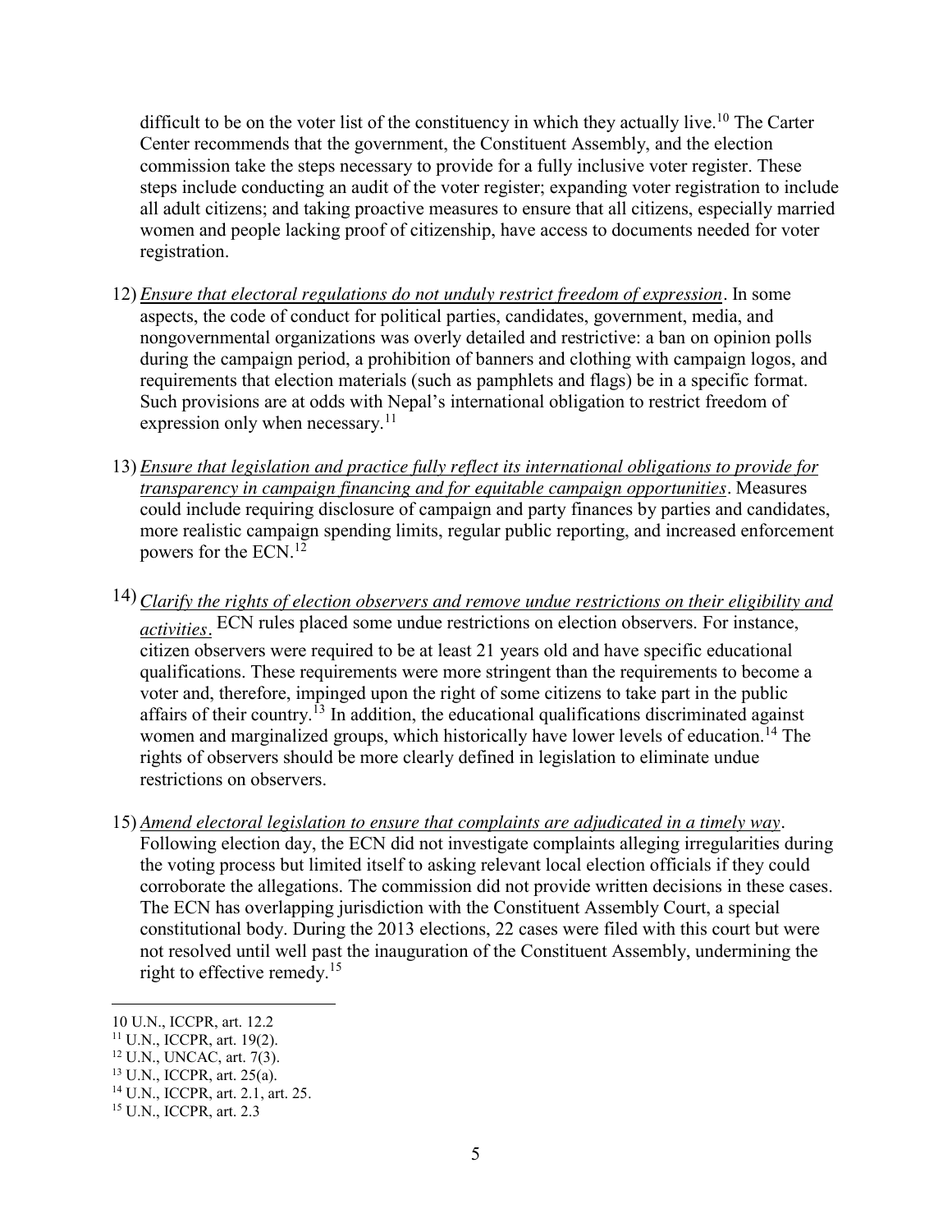difficult to be on the voter list of the constituency in which they actually live.[10] The Carter Center recommends that the government, the Constituent Assembly, and the election commission take the steps necessary to provide for a fully inclusive voter register. These steps include conducting an audit of the voter register; expanding voter registration to include all adult citizens; and taking proactive measures to ensure that all citizens, especially married women and people lacking proof of citizenship, have access to documents needed for voter registration.

12) ***Ensure that electoral regulations do not unduly restrict freedom of expression***. In some aspects, the code of conduct for political parties, candidates, government, media, and nongovernmental organizations was overly detailed and restrictive: a ban on opinion polls during the campaign period, a prohibition of banners and clothing with campaign logos, and requirements that election materials (such as pamphlets and flags) be in a specific format. Such provisions are at odds with Nepal's international obligation to restrict freedom of expression only when necessary.[11]

13) ***Ensure that legislation and practice fully reflect its international obligations to provide for transparency in campaign financing and for equitable campaign opportunities***. Measures could include requiring disclosure of campaign and party finances by parties and candidates, more realistic campaign spending limits, regular public reporting, and increased enforcement powers for the ECN.[12]

14) ***Clarify the rights of election observers and remove undue restrictions on their eligibility and activities***. ECN rules placed some undue restrictions on election observers. For instance, citizen observers were required to be at least 21 years old and have specific educational qualifications. These requirements were more stringent than the requirements to become a voter and, therefore, impinged upon the right of some citizens to take part in the public affairs of their country.[13] In addition, the educational qualifications discriminated against women and marginalized groups, which historically have lower levels of education.[14] The rights of observers should be more clearly defined in legislation to eliminate undue restrictions on observers.

15) ***Amend electoral legislation to ensure that complaints are adjudicated in a timely way***. Following election day, the ECN did not investigate complaints alleging irregularities during the voting process but limited itself to asking relevant local election officials if they could corroborate the allegations. The commission did not provide written decisions in these cases. The ECN has overlapping jurisdiction with the Constituent Assembly Court, a special constitutional body. During the 2013 elections, 22 cases were filed with this court but were not resolved until well past the inauguration of the Constituent Assembly, undermining the right to effective remedy.[15]

---

10 U.N., ICCPR, art. 12.2

11 U.N., ICCPR, art. 19(2).

12 U.N., UNCAC, art. 7(3).

13 U.N., ICCPR, art. 25(a).

14 U.N., ICCPR, art. 2.1, art. 25.

15 U.N., ICCPR, art. 2.3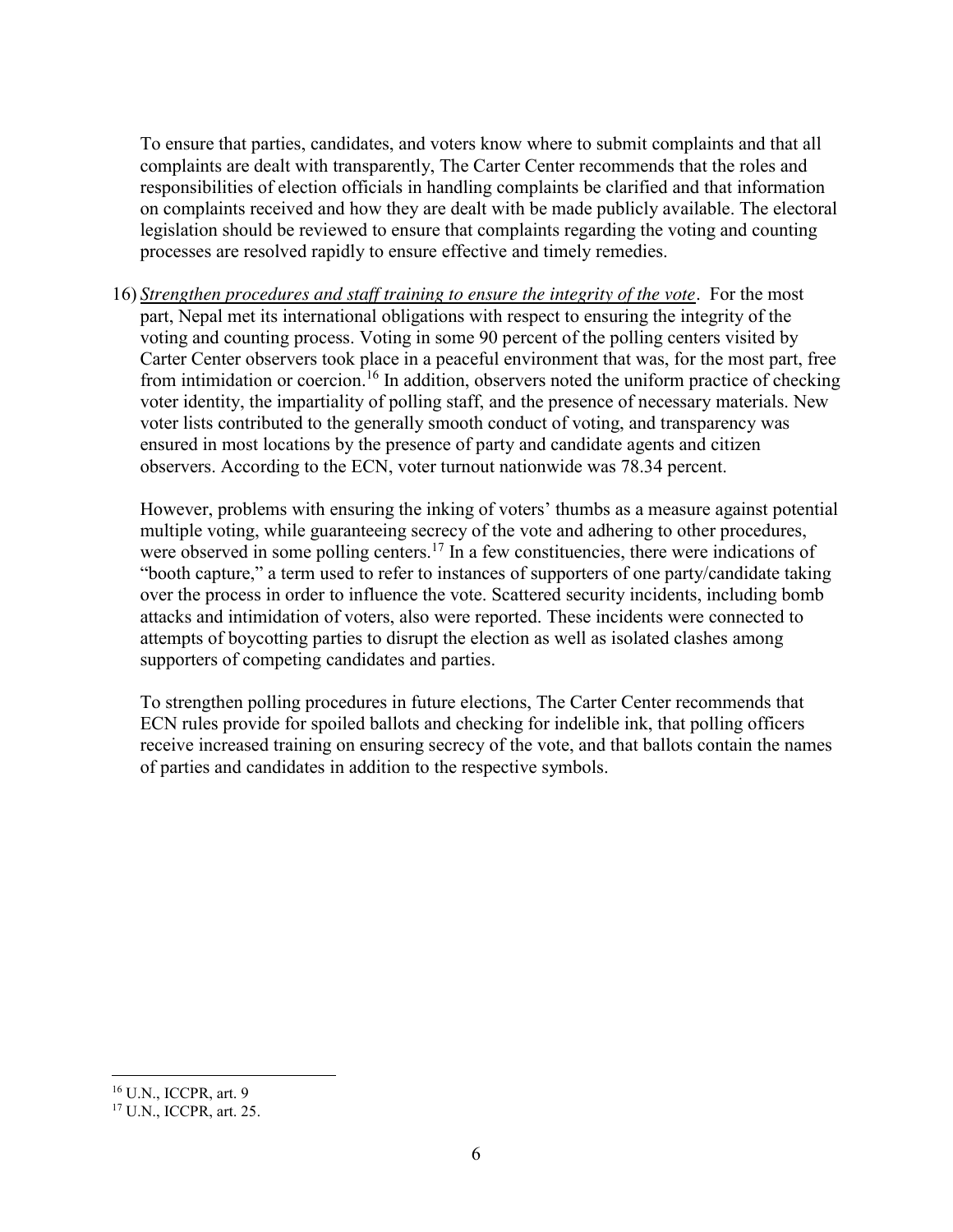To ensure that parties, candidates, and voters know where to submit complaints and that all complaints are dealt with transparently, The Carter Center recommends that the roles and responsibilities of election officials in handling complaints be clarified and that information on complaints received and how they are dealt with be made publicly available. The electoral legislation should be reviewed to ensure that complaints regarding the voting and counting processes are resolved rapidly to ensure effective and timely remedies.

16) *Strengthen procedures and staff training to ensure the integrity of the vote*. For the most part, Nepal met its international obligations with respect to ensuring the integrity of the voting and counting process. Voting in some 90 percent of the polling centers visited by Carter Center observers took place in a peaceful environment that was, for the most part, free from intimidation or coercion.[16] In addition, observers noted the uniform practice of checking voter identity, the impartiality of polling staff, and the presence of necessary materials. New voter lists contributed to the generally smooth conduct of voting, and transparency was ensured in most locations by the presence of party and candidate agents and citizen observers. According to the ECN, voter turnout nationwide was 78.34 percent.

However, problems with ensuring the inking of voters' thumbs as a measure against potential multiple voting, while guaranteeing secrecy of the vote and adhering to other procedures, were observed in some polling centers.[17] In a few constituencies, there were indications of "booth capture," a term used to refer to instances of supporters of one party/candidate taking over the process in order to influence the vote. Scattered security incidents, including bomb attacks and intimidation of voters, also were reported. These incidents were connected to attempts of boycotting parties to disrupt the election as well as isolated clashes among supporters of competing candidates and parties.

To strengthen polling procedures in future elections, The Carter Center recommends that ECN rules provide for spoiled ballots and checking for indelible ink, that polling officers receive increased training on ensuring secrecy of the vote, and that ballots contain the names of parties and candidates in addition to the respective symbols.

---

[16] U.N., ICCPR, art. 9

[17] U.N., ICCPR, art. 25.